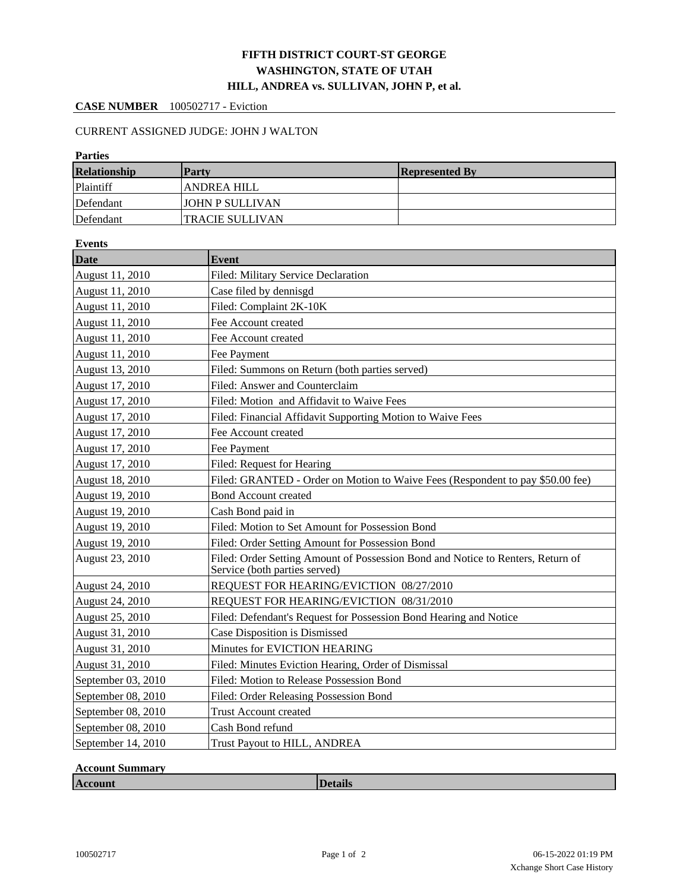# FIFTH DISTRICT COURT-ST GEORGE
## WASHINGTON, STATE OF UTAH
## HILL, ANDREA vs. SULLIVAN, JOHN P, et al.

**CASE NUMBER** 100502717 - Eviction

CURRENT ASSIGNED JUDGE: JOHN J WALTON

**Parties**

| Relationship | Party | Represented By |
|---|---|---|
| Plaintiff | ANDREA HILL | |
| Defendant | JOHN P SULLIVAN | |
| Defendant | TRACIE SULLIVAN | |

**Events**

| Date | Event |
|---|---|
| August 11, 2010 | Filed: Military Service Declaration |
| August 11, 2010 | Case filed by dennisgd |
| August 11, 2010 | Filed: Complaint 2K-10K |
| August 11, 2010 | Fee Account created |
| August 11, 2010 | Fee Account created |
| August 11, 2010 | Fee Payment |
| August 13, 2010 | Filed: Summons on Return (both parties served) |
| August 17, 2010 | Filed: Answer and Counterclaim |
| August 17, 2010 | Filed: Motion and Affidavit to Waive Fees |
| August 17, 2010 | Filed: Financial Affidavit Supporting Motion to Waive Fees |
| August 17, 2010 | Fee Account created |
| August 17, 2010 | Fee Payment |
| August 17, 2010 | Filed: Request for Hearing |
| August 18, 2010 | Filed: GRANTED - Order on Motion to Waive Fees (Respondent to pay $50.00 fee) |
| August 19, 2010 | Bond Account created |
| August 19, 2010 | Cash Bond paid in |
| August 19, 2010 | Filed: Motion to Set Amount for Possession Bond |
| August 19, 2010 | Filed: Order Setting Amount for Possession Bond |
| August 23, 2010 | Filed: Order Setting Amount of Possession Bond and Notice to Renters, Return of Service (both parties served) |
| August 24, 2010 | REQUEST FOR HEARING/EVICTION 08/27/2010 |
| August 24, 2010 | REQUEST FOR HEARING/EVICTION 08/31/2010 |
| August 25, 2010 | Filed: Defendant's Request for Possession Bond Hearing and Notice |
| August 31, 2010 | Case Disposition is Dismissed |
| August 31, 2010 | Minutes for EVICTION HEARING |
| August 31, 2010 | Filed: Minutes Eviction Hearing, Order of Dismissal |
| September 03, 2010 | Filed: Motion to Release Possession Bond |
| September 08, 2010 | Filed: Order Releasing Possession Bond |
| September 08, 2010 | Trust Account created |
| September 08, 2010 | Cash Bond refund |
| September 14, 2010 | Trust Payout to HILL, ANDREA |

**Account Summary**

| Account | Details |
|---|---|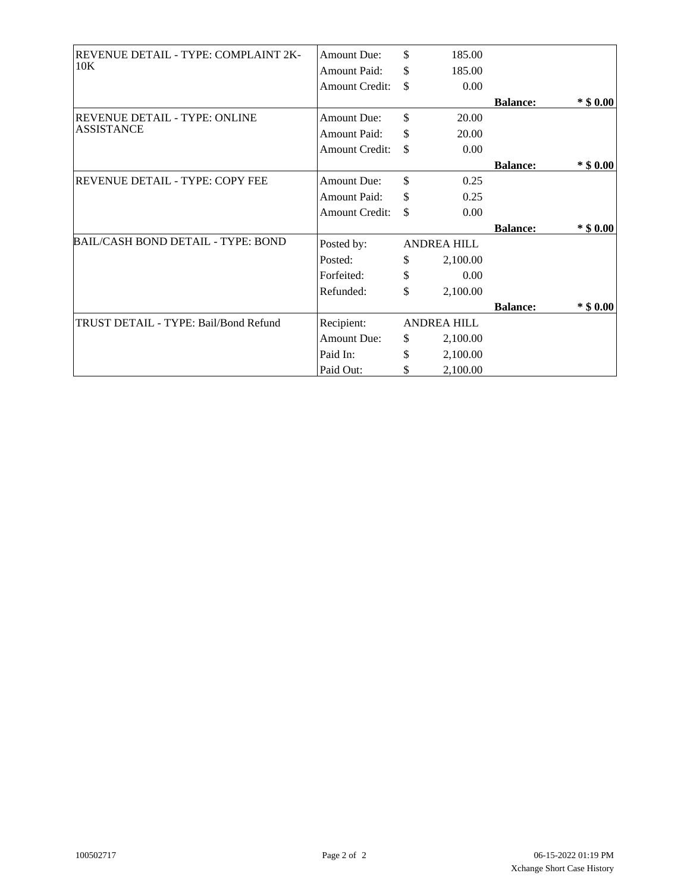| | | | | |
|---|---|---|---|---|
| REVENUE DETAIL - TYPE: COMPLAINT 2K-10K | Amount Due: | $ 185.00 | | |
| | Amount Paid: | $ 185.00 | | |
| | Amount Credit: | $ 0.00 | | |
| | | | **Balance:** | ***$ 0.00** |
| REVENUE DETAIL - TYPE: ONLINE ASSISTANCE | Amount Due: | $ 20.00 | | |
| | Amount Paid: | $ 20.00 | | |
| | Amount Credit: | $ 0.00 | | |
| | | | **Balance:** | ***$ 0.00** |
| REVENUE DETAIL - TYPE: COPY FEE | Amount Due: | $ 0.25 | | |
| | Amount Paid: | $ 0.25 | | |
| | Amount Credit: | $ 0.00 | | |
| | | | **Balance:** | ***$ 0.00** |
| BAIL/CASH BOND DETAIL - TYPE: BOND | Posted by: | ANDREA HILL | | |
| | Posted: | $ 2,100.00 | | |
| | Forfeited: | $ 0.00 | | |
| | Refunded: | $ 2,100.00 | | |
| | | | **Balance:** | ***$ 0.00** |
| TRUST DETAIL - TYPE: Bail/Bond Refund | Recipient: | ANDREA HILL | | |
| | Amount Due: | $ 2,100.00 | | |
| | Paid In: | $ 2,100.00 | | |
| | Paid Out: | $ 2,100.00 | | |

100502717

06-15-2022 01:19 PM

Xchange Short Case History